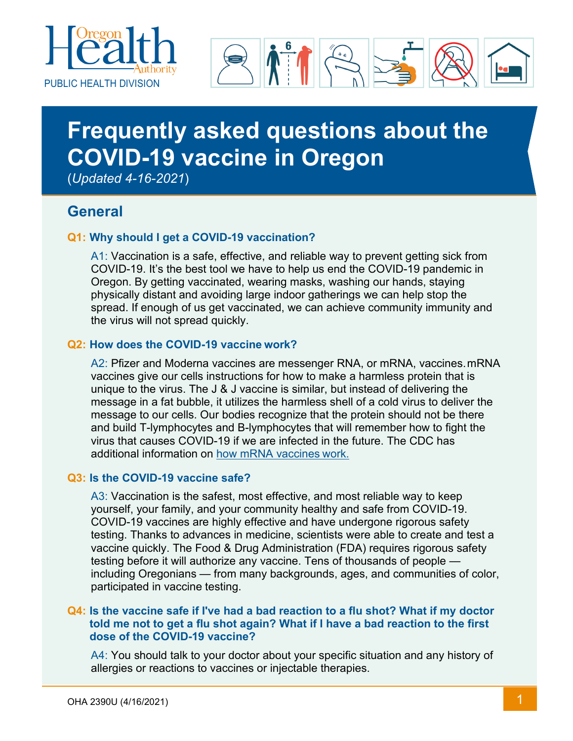Oregon Health Authority

PUBLIC HEALTH DIVISION

# Frequently asked questions about the COVID-19 vaccine in Oregon

(*Updated 4-16-2021*)

## General

### Q1: Why should I get a COVID-19 vaccination?

A1: Vaccination is a safe, effective, and reliable way to prevent getting sick from COVID-19. It's the best tool we have to help us end the COVID-19 pandemic in Oregon. By getting vaccinated, wearing masks, washing our hands, staying physically distant and avoiding large indoor gatherings we can help stop the spread. If enough of us get vaccinated, we can achieve community immunity and the virus will not spread quickly.

### Q2: How does the COVID-19 vaccine work?

A2: Pfizer and Moderna vaccines are messenger RNA, or mRNA, vaccines. mRNA vaccines give our cells instructions for how to make a harmless protein that is unique to the virus. The J & J vaccine is similar, but instead of delivering the message in a fat bubble, it utilizes the harmless shell of a cold virus to deliver the message to our cells. Our bodies recognize that the protein should not be there and build T-lymphocytes and B-lymphocytes that will remember how to fight the virus that causes COVID-19 if we are infected in the future. The CDC has additional information on how mRNA vaccines work.

### Q3: Is the COVID-19 vaccine safe?

A3: Vaccination is the safest, most effective, and most reliable way to keep yourself, your family, and your community healthy and safe from COVID-19. COVID-19 vaccines are highly effective and have undergone rigorous safety testing. Thanks to advances in medicine, scientists were able to create and test a vaccine quickly. The Food & Drug Administration (FDA) requires rigorous safety testing before it will authorize any vaccine. Tens of thousands of people — including Oregonians — from many backgrounds, ages, and communities of color, participated in vaccine testing.

### Q4: Is the vaccine safe if I've had a bad reaction to a flu shot? What if my doctor told me not to get a flu shot again? What if I have a bad reaction to the first dose of the COVID-19 vaccine?

A4: You should talk to your doctor about your specific situation and any history of allergies or reactions to vaccines or injectable therapies.

OHA 2390U (4/16/2021)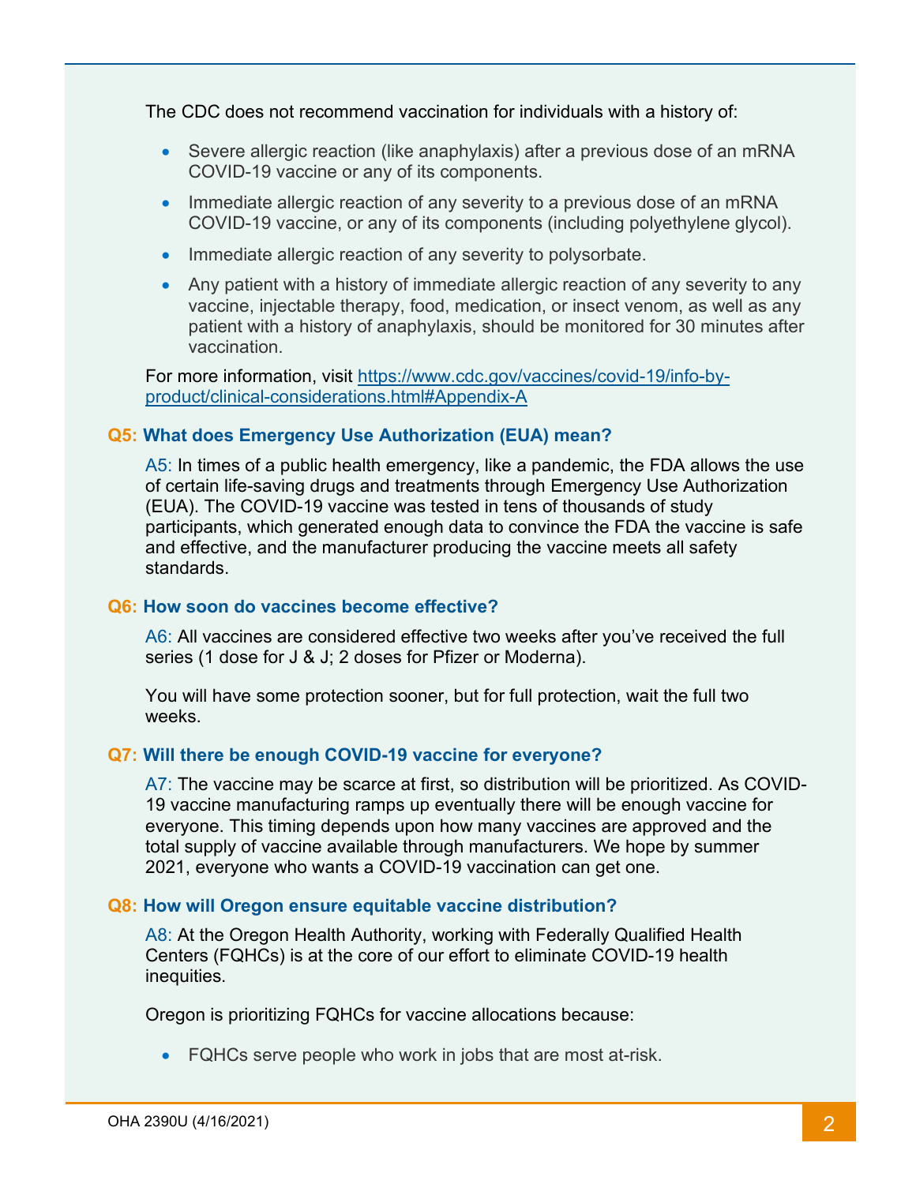The CDC does not recommend vaccination for individuals with a history of:

- Severe allergic reaction (like anaphylaxis) after a previous dose of an mRNA COVID-19 vaccine or any of its components.
- Immediate allergic reaction of any severity to a previous dose of an mRNA COVID-19 vaccine, or any of its components (including polyethylene glycol).
- Immediate allergic reaction of any severity to polysorbate.
- Any patient with a history of immediate allergic reaction of any severity to any vaccine, injectable therapy, food, medication, or insect venom, as well as any patient with a history of anaphylaxis, should be monitored for 30 minutes after vaccination.

For more information, visit https://www.cdc.gov/vaccines/covid-19/info-by-product/clinical-considerations.html#Appendix-A

### Q5: What does Emergency Use Authorization (EUA) mean?

A5: In times of a public health emergency, like a pandemic, the FDA allows the use of certain life-saving drugs and treatments through Emergency Use Authorization (EUA). The COVID-19 vaccine was tested in tens of thousands of study participants, which generated enough data to convince the FDA the vaccine is safe and effective, and the manufacturer producing the vaccine meets all safety standards.

### Q6: How soon do vaccines become effective?

A6: All vaccines are considered effective two weeks after you've received the full series (1 dose for J & J; 2 doses for Pfizer or Moderna).

You will have some protection sooner, but for full protection, wait the full two weeks.

### Q7: Will there be enough COVID-19 vaccine for everyone?

A7: The vaccine may be scarce at first, so distribution will be prioritized. As COVID-19 vaccine manufacturing ramps up eventually there will be enough vaccine for everyone. This timing depends upon how many vaccines are approved and the total supply of vaccine available through manufacturers. We hope by summer 2021, everyone who wants a COVID-19 vaccination can get one.

### Q8: How will Oregon ensure equitable vaccine distribution?

A8: At the Oregon Health Authority, working with Federally Qualified Health Centers (FQHCs) is at the core of our effort to eliminate COVID-19 health inequities.

Oregon is prioritizing FQHCs for vaccine allocations because:

- FQHCs serve people who work in jobs that are most at-risk.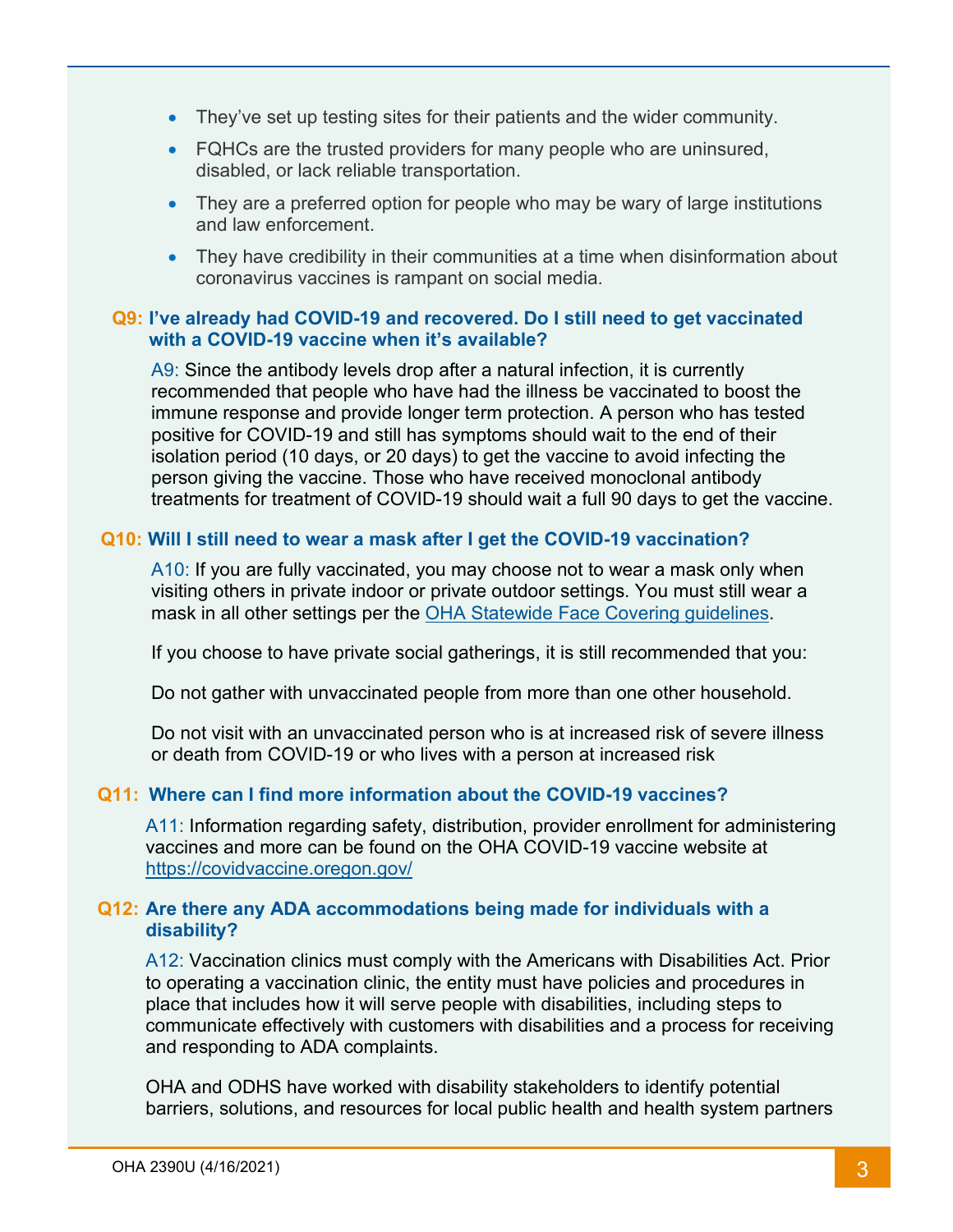- They've set up testing sites for their patients and the wider community.
- FQHCs are the trusted providers for many people who are uninsured, disabled, or lack reliable transportation.
- They are a preferred option for people who may be wary of large institutions and law enforcement.
- They have credibility in their communities at a time when disinformation about coronavirus vaccines is rampant on social media.

**Q9: I've already had COVID-19 and recovered. Do I still need to get vaccinated with a COVID-19 vaccine when it's available?**

A9: Since the antibody levels drop after a natural infection, it is currently recommended that people who have had the illness be vaccinated to boost the immune response and provide longer term protection. A person who has tested positive for COVID-19 and still has symptoms should wait to the end of their isolation period (10 days, or 20 days) to get the vaccine to avoid infecting the person giving the vaccine. Those who have received monoclonal antibody treatments for treatment of COVID-19 should wait a full 90 days to get the vaccine.

**Q10: Will I still need to wear a mask after I get the COVID-19 vaccination?**

A10: If you are fully vaccinated, you may choose not to wear a mask only when visiting others in private indoor or private outdoor settings. You must still wear a mask in all other settings per the [OHA Statewide Face Covering guidelines](OHA Statewide Face Covering guidelines).

If you choose to have private social gatherings, it is still recommended that you:

Do not gather with unvaccinated people from more than one other household.

Do not visit with an unvaccinated person who is at increased risk of severe illness or death from COVID-19 or who lives with a person at increased risk

**Q11: Where can I find more information about the COVID-19 vaccines?**

A11: Information regarding safety, distribution, provider enrollment for administering vaccines and more can be found on the OHA COVID-19 vaccine website at https://covidvaccine.oregon.gov/

**Q12: Are there any ADA accommodations being made for individuals with a disability?**

A12: Vaccination clinics must comply with the Americans with Disabilities Act. Prior to operating a vaccination clinic, the entity must have policies and procedures in place that includes how it will serve people with disabilities, including steps to communicate effectively with customers with disabilities and a process for receiving and responding to ADA complaints.

OHA and ODHS have worked with disability stakeholders to identify potential barriers, solutions, and resources for local public health and health system partners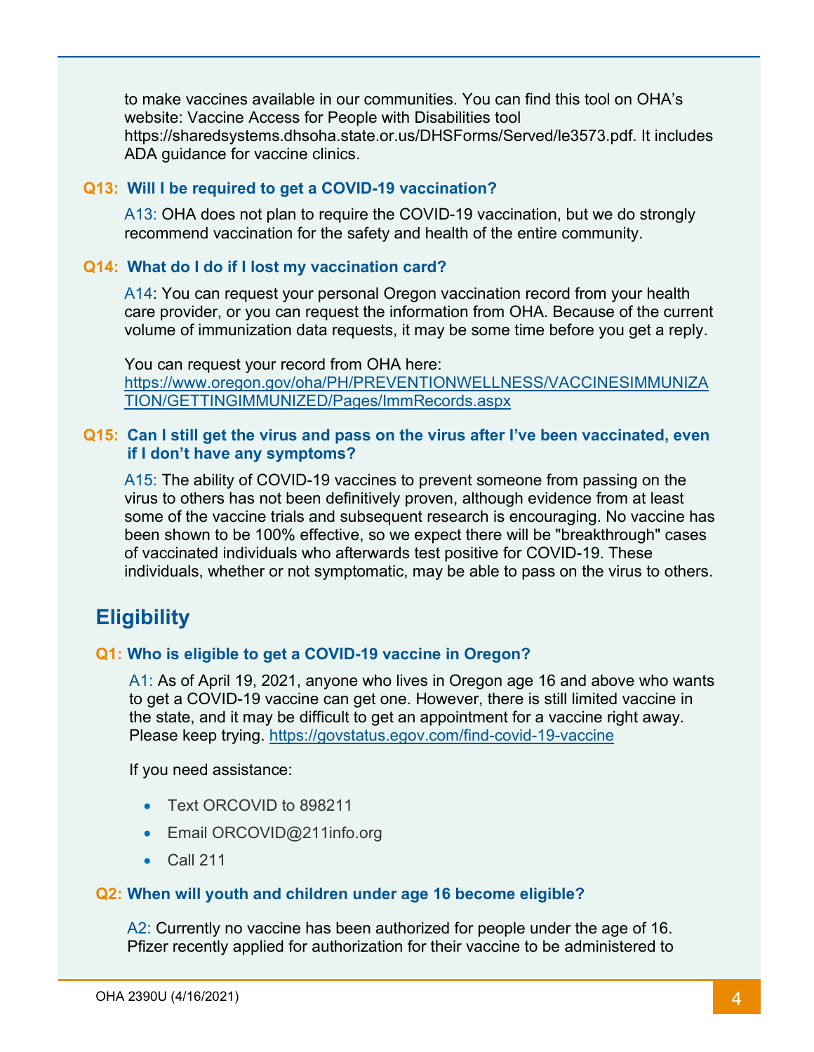to make vaccines available in our communities. You can find this tool on OHA's website: Vaccine Access for People with Disabilities tool https://sharedsystems.dhsoha.state.or.us/DHSForms/Served/le3573.pdf. It includes ADA guidance for vaccine clinics.

### Q13: Will I be required to get a COVID-19 vaccination?

A13: OHA does not plan to require the COVID-19 vaccination, but we do strongly recommend vaccination for the safety and health of the entire community.

### Q14: What do I do if I lost my vaccination card?

A14: You can request your personal Oregon vaccination record from your health care provider, or you can request the information from OHA. Because of the current volume of immunization data requests, it may be some time before you get a reply.

You can request your record from OHA here: https://www.oregon.gov/oha/PH/PREVENTIONWELLNESS/VACCINESIMMUNIZATION/GETTINGIMMUNIZED/Pages/ImmRecords.aspx

### Q15: Can I still get the virus and pass on the virus after I've been vaccinated, even if I don't have any symptoms?

A15: The ability of COVID-19 vaccines to prevent someone from passing on the virus to others has not been definitively proven, although evidence from at least some of the vaccine trials and subsequent research is encouraging. No vaccine has been shown to be 100% effective, so we expect there will be "breakthrough" cases of vaccinated individuals who afterwards test positive for COVID-19. These individuals, whether or not symptomatic, may be able to pass on the virus to others.

## Eligibility

### Q1: Who is eligible to get a COVID-19 vaccine in Oregon?

A1: As of April 19, 2021, anyone who lives in Oregon age 16 and above who wants to get a COVID-19 vaccine can get one. However, there is still limited vaccine in the state, and it may be difficult to get an appointment for a vaccine right away. Please keep trying. https://govstatus.egov.com/find-covid-19-vaccine

If you need assistance:

- Text ORCOVID to 898211
- Email ORCOVID@211info.org
- Call 211

### Q2: When will youth and children under age 16 become eligible?

A2: Currently no vaccine has been authorized for people under the age of 16. Pfizer recently applied for authorization for their vaccine to be administered to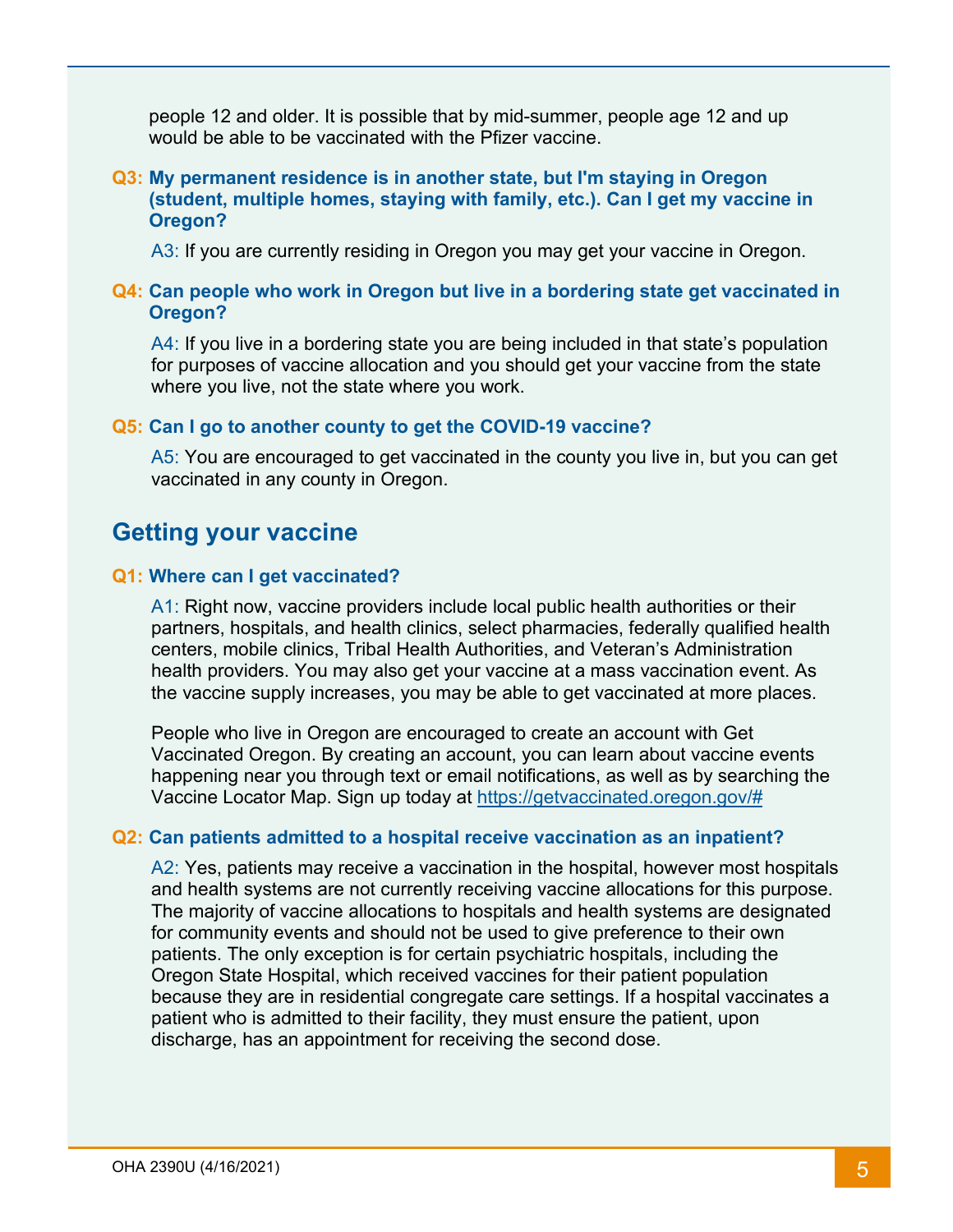people 12 and older. It is possible that by mid-summer, people age 12 and up would be able to be vaccinated with the Pfizer vaccine.

**Q3: My permanent residence is in another state, but I'm staying in Oregon (student, multiple homes, staying with family, etc.). Can I get my vaccine in Oregon?**

A3: If you are currently residing in Oregon you may get your vaccine in Oregon.

**Q4: Can people who work in Oregon but live in a bordering state get vaccinated in Oregon?**

A4: If you live in a bordering state you are being included in that state's population for purposes of vaccine allocation and you should get your vaccine from the state where you live, not the state where you work.

**Q5: Can I go to another county to get the COVID-19 vaccine?**

A5: You are encouraged to get vaccinated in the county you live in, but you can get vaccinated in any county in Oregon.

## Getting your vaccine

**Q1: Where can I get vaccinated?**

A1: Right now, vaccine providers include local public health authorities or their partners, hospitals, and health clinics, select pharmacies, federally qualified health centers, mobile clinics, Tribal Health Authorities, and Veteran's Administration health providers. You may also get your vaccine at a mass vaccination event. As the vaccine supply increases, you may be able to get vaccinated at more places.

People who live in Oregon are encouraged to create an account with Get Vaccinated Oregon. By creating an account, you can learn about vaccine events happening near you through text or email notifications, as well as by searching the Vaccine Locator Map. Sign up today at https://getvaccinated.oregon.gov/#

**Q2: Can patients admitted to a hospital receive vaccination as an inpatient?**

A2: Yes, patients may receive a vaccination in the hospital, however most hospitals and health systems are not currently receiving vaccine allocations for this purpose. The majority of vaccine allocations to hospitals and health systems are designated for community events and should not be used to give preference to their own patients. The only exception is for certain psychiatric hospitals, including the Oregon State Hospital, which received vaccines for their patient population because they are in residential congregate care settings. If a hospital vaccinates a patient who is admitted to their facility, they must ensure the patient, upon discharge, has an appointment for receiving the second dose.

OHA 2390U (4/16/2021)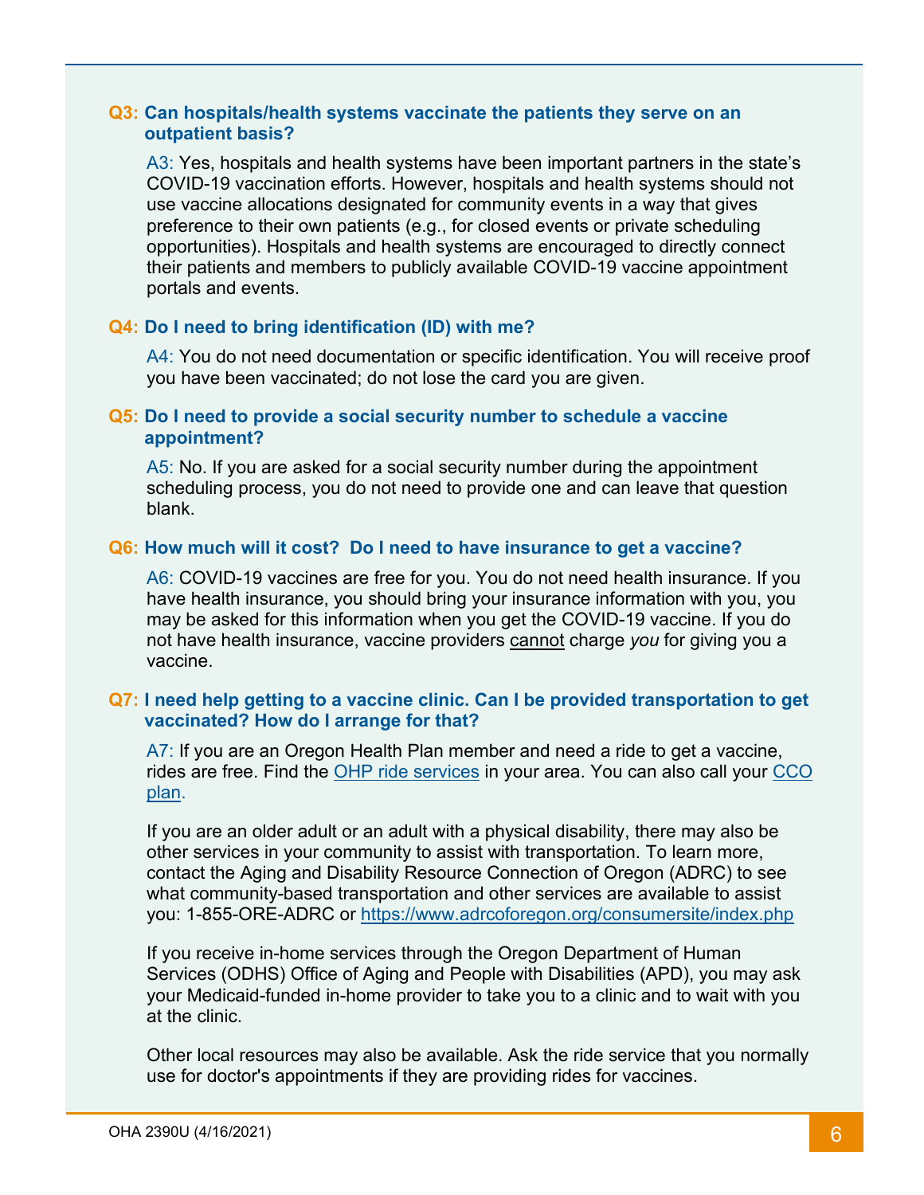**Q3: Can hospitals/health systems vaccinate the patients they serve on an outpatient basis?**

A3: Yes, hospitals and health systems have been important partners in the state's COVID-19 vaccination efforts. However, hospitals and health systems should not use vaccine allocations designated for community events in a way that gives preference to their own patients (e.g., for closed events or private scheduling opportunities). Hospitals and health systems are encouraged to directly connect their patients and members to publicly available COVID-19 vaccine appointment portals and events.

**Q4: Do I need to bring identification (ID) with me?**

A4: You do not need documentation or specific identification. You will receive proof you have been vaccinated; do not lose the card you are given.

**Q5: Do I need to provide a social security number to schedule a vaccine appointment?**

A5: No. If you are asked for a social security number during the appointment scheduling process, you do not need to provide one and can leave that question blank.

**Q6: How much will it cost? Do I need to have insurance to get a vaccine?**

A6: COVID-19 vaccines are free for you. You do not need health insurance. If you have health insurance, you should bring your insurance information with you, you may be asked for this information when you get the COVID-19 vaccine. If you do not have health insurance, vaccine providers <u>cannot</u> charge *you* for giving you a vaccine.

**Q7: I need help getting to a vaccine clinic. Can I be provided transportation to get vaccinated? How do I arrange for that?**

A7: If you are an Oregon Health Plan member and need a ride to get a vaccine, rides are free. Find the OHP ride services in your area. You can also call your CCO plan.

If you are an older adult or an adult with a physical disability, there may also be other services in your community to assist with transportation. To learn more, contact the Aging and Disability Resource Connection of Oregon (ADRC) to see what community-based transportation and other services are available to assist you: 1-855-ORE-ADRC or https://www.adrcoforegon.org/consumersite/index.php

If you receive in-home services through the Oregon Department of Human Services (ODHS) Office of Aging and People with Disabilities (APD), you may ask your Medicaid-funded in-home provider to take you to a clinic and to wait with you at the clinic.

Other local resources may also be available. Ask the ride service that you normally use for doctor's appointments if they are providing rides for vaccines.

OHA 2390U (4/16/2021)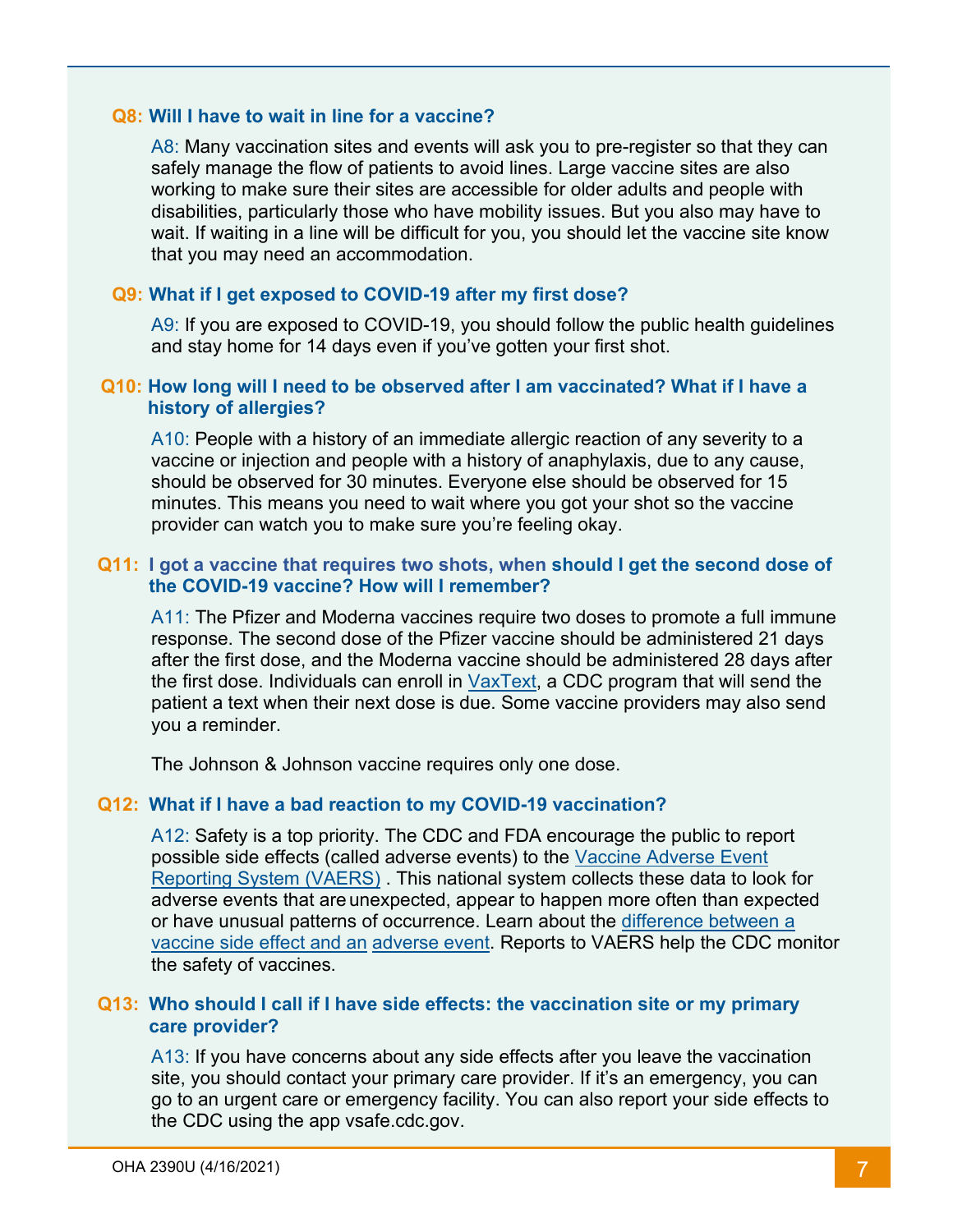**Q8: Will I have to wait in line for a vaccine?**

A8: Many vaccination sites and events will ask you to pre-register so that they can safely manage the flow of patients to avoid lines. Large vaccine sites are also working to make sure their sites are accessible for older adults and people with disabilities, particularly those who have mobility issues. But you also may have to wait. If waiting in a line will be difficult for you, you should let the vaccine site know that you may need an accommodation.

**Q9: What if I get exposed to COVID-19 after my first dose?**

A9: If you are exposed to COVID-19, you should follow the public health guidelines and stay home for 14 days even if you've gotten your first shot.

**Q10: How long will I need to be observed after I am vaccinated? What if I have a history of allergies?**

A10: People with a history of an immediate allergic reaction of any severity to a vaccine or injection and people with a history of anaphylaxis, due to any cause, should be observed for 30 minutes. Everyone else should be observed for 15 minutes. This means you need to wait where you got your shot so the vaccine provider can watch you to make sure you're feeling okay.

**Q11: I got a vaccine that requires two shots, when should I get the second dose of the COVID-19 vaccine? How will I remember?**

A11: The Pfizer and Moderna vaccines require two doses to promote a full immune response. The second dose of the Pfizer vaccine should be administered 21 days after the first dose, and the Moderna vaccine should be administered 28 days after the first dose. Individuals can enroll in VaxText, a CDC program that will send the patient a text when their next dose is due. Some vaccine providers may also send you a reminder.

The Johnson & Johnson vaccine requires only one dose.

**Q12: What if I have a bad reaction to my COVID-19 vaccination?**

A12: Safety is a top priority. The CDC and FDA encourage the public to report possible side effects (called adverse events) to the Vaccine Adverse Event Reporting System (VAERS) . This national system collects these data to look for adverse events that are unexpected, appear to happen more often than expected or have unusual patterns of occurrence. Learn about the difference between a vaccine side effect and an adverse event. Reports to VAERS help the CDC monitor the safety of vaccines.

**Q13: Who should I call if I have side effects: the vaccination site or my primary care provider?**

A13: If you have concerns about any side effects after you leave the vaccination site, you should contact your primary care provider. If it's an emergency, you can go to an urgent care or emergency facility. You can also report your side effects to the CDC using the app vsafe.cdc.gov.

OHA 2390U (4/16/2021)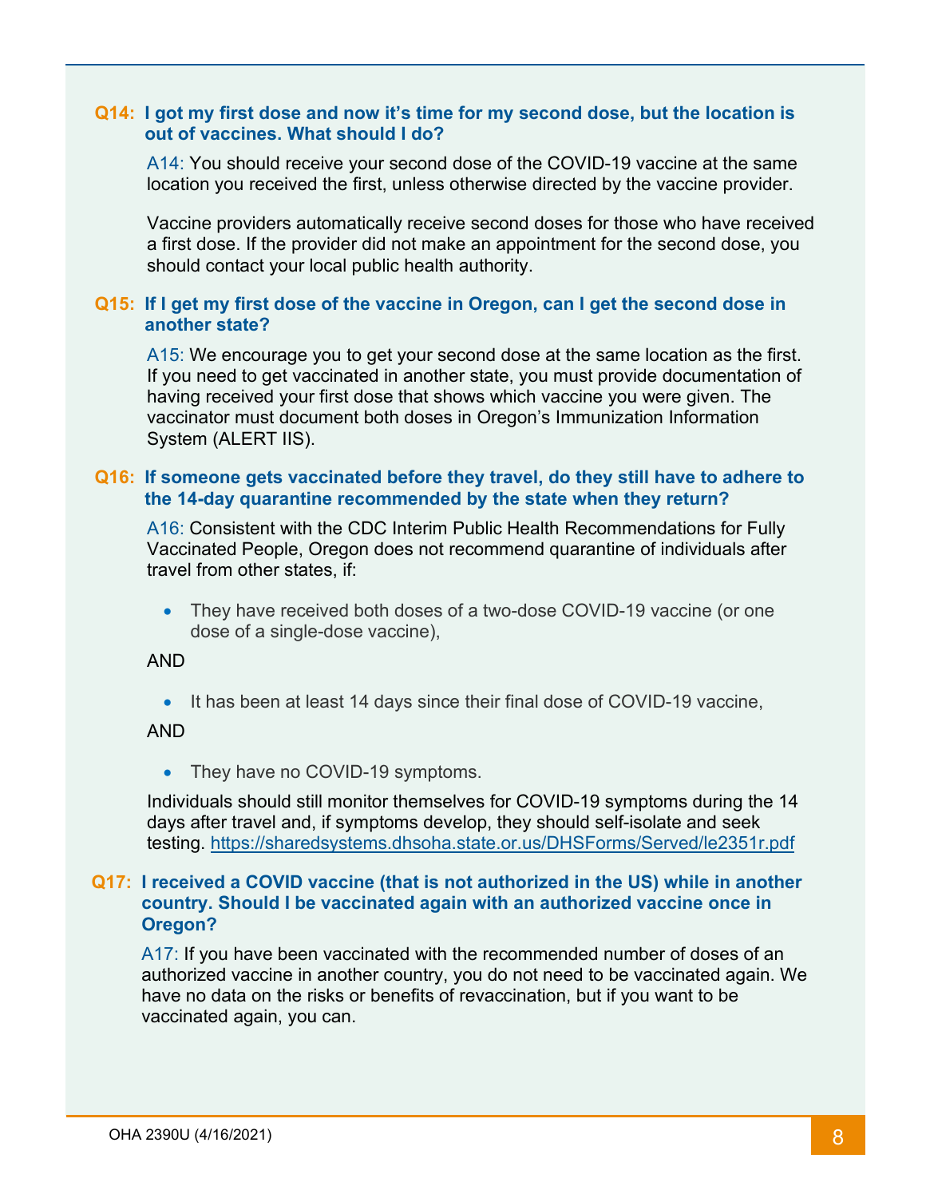**Q14: I got my first dose and now it's time for my second dose, but the location is out of vaccines. What should I do?**

A14: You should receive your second dose of the COVID-19 vaccine at the same location you received the first, unless otherwise directed by the vaccine provider.

Vaccine providers automatically receive second doses for those who have received a first dose. If the provider did not make an appointment for the second dose, you should contact your local public health authority.

**Q15: If I get my first dose of the vaccine in Oregon, can I get the second dose in another state?**

A15: We encourage you to get your second dose at the same location as the first. If you need to get vaccinated in another state, you must provide documentation of having received your first dose that shows which vaccine you were given. The vaccinator must document both doses in Oregon's Immunization Information System (ALERT IIS).

**Q16: If someone gets vaccinated before they travel, do they still have to adhere to the 14-day quarantine recommended by the state when they return?**

A16: Consistent with the CDC Interim Public Health Recommendations for Fully Vaccinated People, Oregon does not recommend quarantine of individuals after travel from other states, if:

- They have received both doses of a two-dose COVID-19 vaccine (or one dose of a single-dose vaccine),

AND

- It has been at least 14 days since their final dose of COVID-19 vaccine,

AND

- They have no COVID-19 symptoms.

Individuals should still monitor themselves for COVID-19 symptoms during the 14 days after travel and, if symptoms develop, they should self-isolate and seek testing. https://sharedsystems.dhsoha.state.or.us/DHSForms/Served/le2351r.pdf

**Q17: I received a COVID vaccine (that is not authorized in the US) while in another country. Should I be vaccinated again with an authorized vaccine once in Oregon?**

A17: If you have been vaccinated with the recommended number of doses of an authorized vaccine in another country, you do not need to be vaccinated again. We have no data on the risks or benefits of revaccination, but if you want to be vaccinated again, you can.

OHA 2390U (4/16/2021)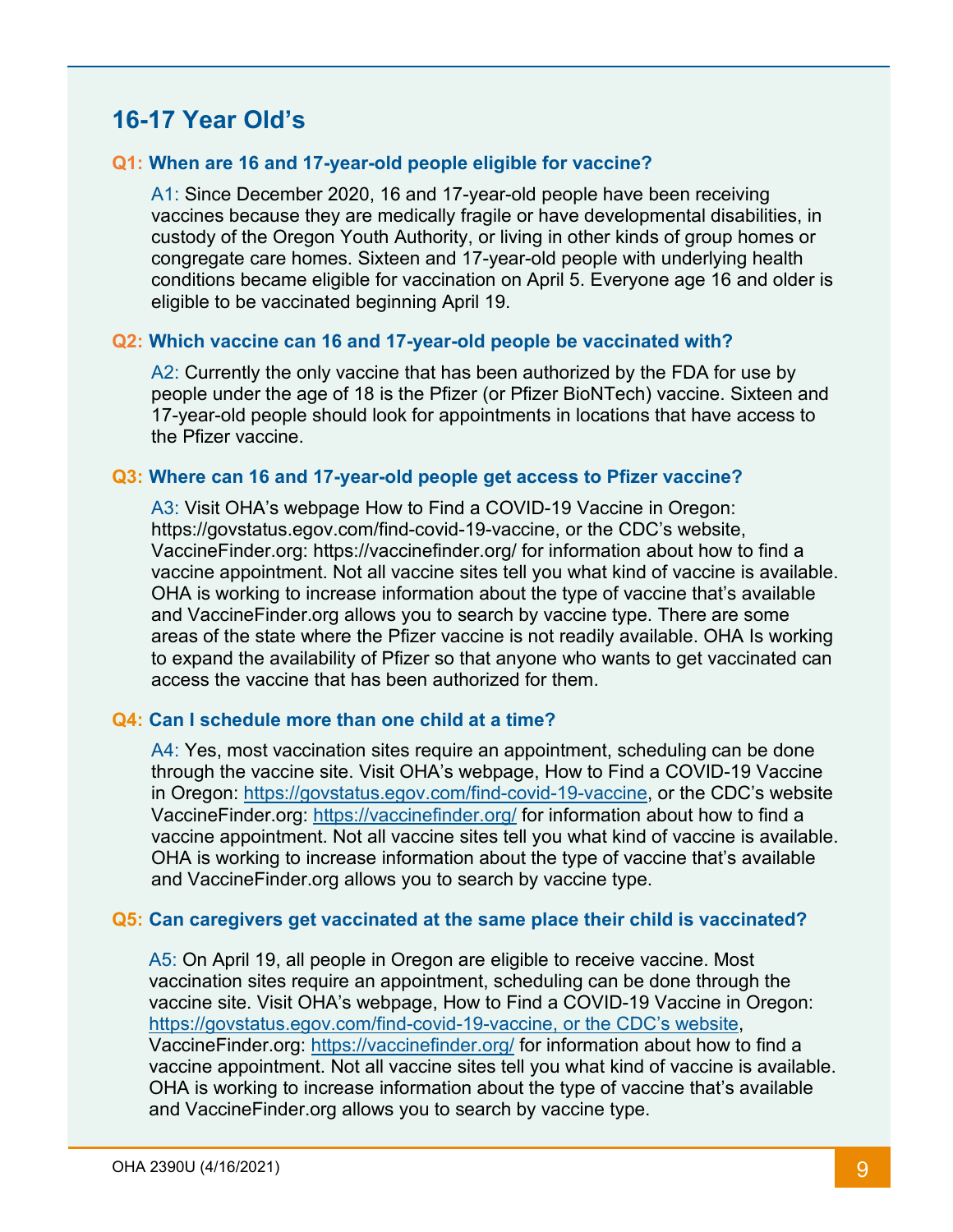## 16-17 Year Old's

**Q1: When are 16 and 17-year-old people eligible for vaccine?**

A1: Since December 2020, 16 and 17-year-old people have been receiving vaccines because they are medically fragile or have developmental disabilities, in custody of the Oregon Youth Authority, or living in other kinds of group homes or congregate care homes. Sixteen and 17-year-old people with underlying health conditions became eligible for vaccination on April 5. Everyone age 16 and older is eligible to be vaccinated beginning April 19.

**Q2: Which vaccine can 16 and 17-year-old people be vaccinated with?**

A2: Currently the only vaccine that has been authorized by the FDA for use by people under the age of 18 is the Pfizer (or Pfizer BioNTech) vaccine. Sixteen and 17-year-old people should look for appointments in locations that have access to the Pfizer vaccine.

**Q3: Where can 16 and 17-year-old people get access to Pfizer vaccine?**

A3: Visit OHA's webpage How to Find a COVID-19 Vaccine in Oregon: https://govstatus.egov.com/find-covid-19-vaccine, or the CDC's website, VaccineFinder.org: https://vaccinefinder.org/ for information about how to find a vaccine appointment. Not all vaccine sites tell you what kind of vaccine is available. OHA is working to increase information about the type of vaccine that's available and VaccineFinder.org allows you to search by vaccine type. There are some areas of the state where the Pfizer vaccine is not readily available. OHA Is working to expand the availability of Pfizer so that anyone who wants to get vaccinated can access the vaccine that has been authorized for them.

**Q4: Can I schedule more than one child at a time?**

A4: Yes, most vaccination sites require an appointment, scheduling can be done through the vaccine site. Visit OHA's webpage, How to Find a COVID-19 Vaccine in Oregon: https://govstatus.egov.com/find-covid-19-vaccine, or the CDC's website VaccineFinder.org: https://vaccinefinder.org/ for information about how to find a vaccine appointment. Not all vaccine sites tell you what kind of vaccine is available. OHA is working to increase information about the type of vaccine that's available and VaccineFinder.org allows you to search by vaccine type.

**Q5: Can caregivers get vaccinated at the same place their child is vaccinated?**

A5: On April 19, all people in Oregon are eligible to receive vaccine. Most vaccination sites require an appointment, scheduling can be done through the vaccine site. Visit OHA's webpage, How to Find a COVID-19 Vaccine in Oregon: https://govstatus.egov.com/find-covid-19-vaccine, or the CDC's website, VaccineFinder.org: https://vaccinefinder.org/ for information about how to find a vaccine appointment. Not all vaccine sites tell you what kind of vaccine is available. OHA is working to increase information about the type of vaccine that's available and VaccineFinder.org allows you to search by vaccine type.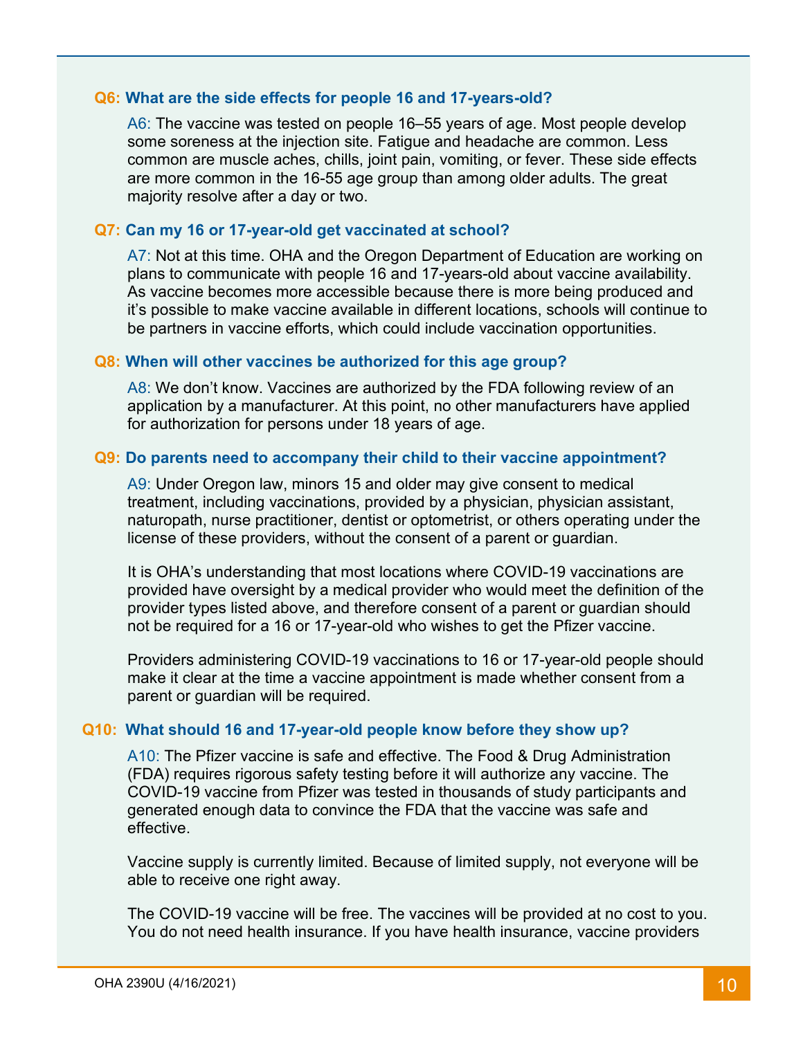**Q6: What are the side effects for people 16 and 17-years-old?**

A6: The vaccine was tested on people 16–55 years of age. Most people develop some soreness at the injection site. Fatigue and headache are common. Less common are muscle aches, chills, joint pain, vomiting, or fever. These side effects are more common in the 16-55 age group than among older adults. The great majority resolve after a day or two.

**Q7: Can my 16 or 17-year-old get vaccinated at school?**

A7: Not at this time. OHA and the Oregon Department of Education are working on plans to communicate with people 16 and 17-years-old about vaccine availability. As vaccine becomes more accessible because there is more being produced and it's possible to make vaccine available in different locations, schools will continue to be partners in vaccine efforts, which could include vaccination opportunities.

**Q8: When will other vaccines be authorized for this age group?**

A8: We don't know. Vaccines are authorized by the FDA following review of an application by a manufacturer. At this point, no other manufacturers have applied for authorization for persons under 18 years of age.

**Q9: Do parents need to accompany their child to their vaccine appointment?**

A9: Under Oregon law, minors 15 and older may give consent to medical treatment, including vaccinations, provided by a physician, physician assistant, naturopath, nurse practitioner, dentist or optometrist, or others operating under the license of these providers, without the consent of a parent or guardian.

It is OHA's understanding that most locations where COVID-19 vaccinations are provided have oversight by a medical provider who would meet the definition of the provider types listed above, and therefore consent of a parent or guardian should not be required for a 16 or 17-year-old who wishes to get the Pfizer vaccine.

Providers administering COVID-19 vaccinations to 16 or 17-year-old people should make it clear at the time a vaccine appointment is made whether consent from a parent or guardian will be required.

**Q10: What should 16 and 17-year-old people know before they show up?**

A10: The Pfizer vaccine is safe and effective. The Food & Drug Administration (FDA) requires rigorous safety testing before it will authorize any vaccine. The COVID-19 vaccine from Pfizer was tested in thousands of study participants and generated enough data to convince the FDA that the vaccine was safe and effective.

Vaccine supply is currently limited. Because of limited supply, not everyone will be able to receive one right away.

The COVID-19 vaccine will be free. The vaccines will be provided at no cost to you. You do not need health insurance. If you have health insurance, vaccine providers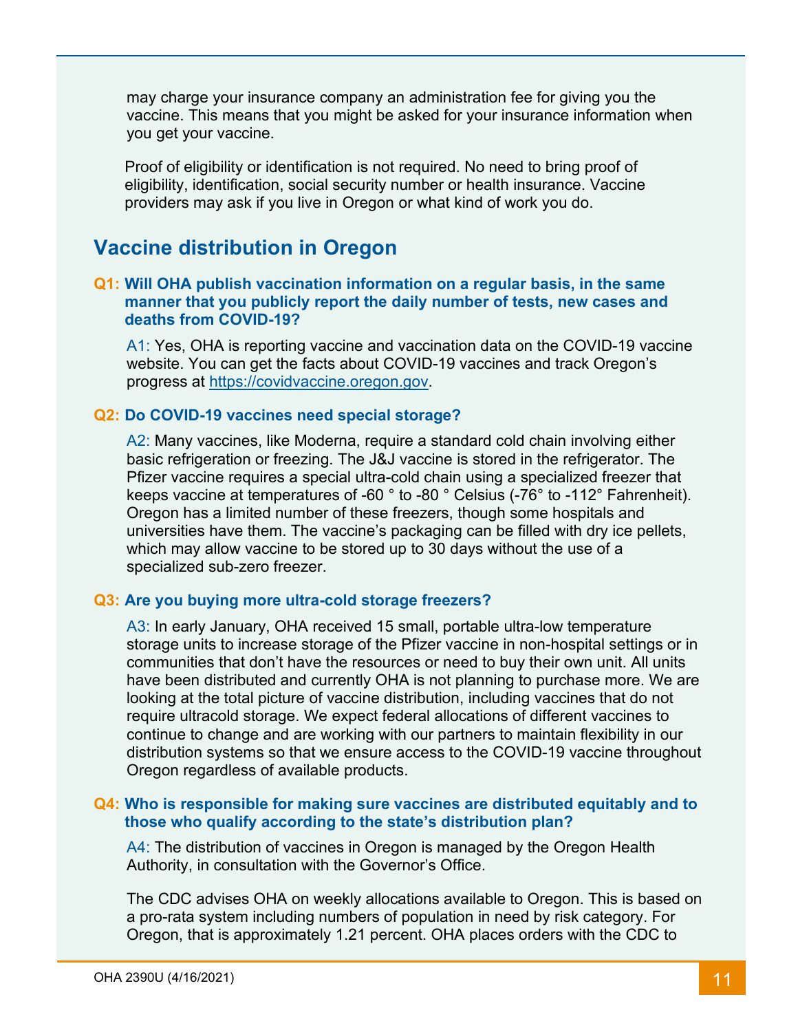may charge your insurance company an administration fee for giving you the vaccine. This means that you might be asked for your insurance information when you get your vaccine.

Proof of eligibility or identification is not required. No need to bring proof of eligibility, identification, social security number or health insurance. Vaccine providers may ask if you live in Oregon or what kind of work you do.

## Vaccine distribution in Oregon

**Q1: Will OHA publish vaccination information on a regular basis, in the same manner that you publicly report the daily number of tests, new cases and deaths from COVID-19?**

A1: Yes, OHA is reporting vaccine and vaccination data on the COVID-19 vaccine website. You can get the facts about COVID-19 vaccines and track Oregon's progress at https://covidvaccine.oregon.gov.

**Q2: Do COVID-19 vaccines need special storage?**

A2: Many vaccines, like Moderna, require a standard cold chain involving either basic refrigeration or freezing. The J&J vaccine is stored in the refrigerator. The Pfizer vaccine requires a special ultra-cold chain using a specialized freezer that keeps vaccine at temperatures of -60 ° to -80 ° Celsius (-76° to -112° Fahrenheit). Oregon has a limited number of these freezers, though some hospitals and universities have them. The vaccine's packaging can be filled with dry ice pellets, which may allow vaccine to be stored up to 30 days without the use of a specialized sub-zero freezer.

**Q3: Are you buying more ultra-cold storage freezers?**

A3: In early January, OHA received 15 small, portable ultra-low temperature storage units to increase storage of the Pfizer vaccine in non-hospital settings or in communities that don't have the resources or need to buy their own unit. All units have been distributed and currently OHA is not planning to purchase more. We are looking at the total picture of vaccine distribution, including vaccines that do not require ultracold storage. We expect federal allocations of different vaccines to continue to change and are working with our partners to maintain flexibility in our distribution systems so that we ensure access to the COVID-19 vaccine throughout Oregon regardless of available products.

**Q4: Who is responsible for making sure vaccines are distributed equitably and to those who qualify according to the state's distribution plan?**

A4: The distribution of vaccines in Oregon is managed by the Oregon Health Authority, in consultation with the Governor's Office.

The CDC advises OHA on weekly allocations available to Oregon. This is based on a pro-rata system including numbers of population in need by risk category. For Oregon, that is approximately 1.21 percent. OHA places orders with the CDC to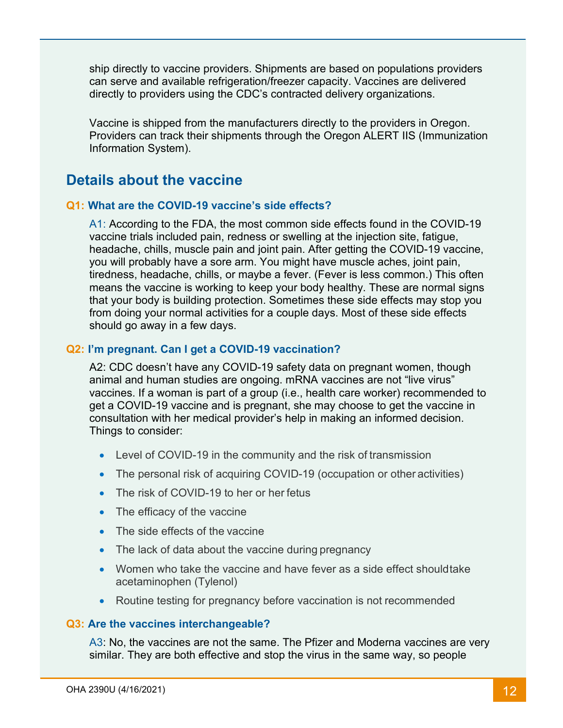ship directly to vaccine providers. Shipments are based on populations providers can serve and available refrigeration/freezer capacity. Vaccines are delivered directly to providers using the CDC's contracted delivery organizations.

Vaccine is shipped from the manufacturers directly to the providers in Oregon. Providers can track their shipments through the Oregon ALERT IIS (Immunization Information System).

## Details about the vaccine

### Q1: What are the COVID-19 vaccine's side effects?

A1: According to the FDA, the most common side effects found in the COVID-19 vaccine trials included pain, redness or swelling at the injection site, fatigue, headache, chills, muscle pain and joint pain. After getting the COVID-19 vaccine, you will probably have a sore arm. You might have muscle aches, joint pain, tiredness, headache, chills, or maybe a fever. (Fever is less common.) This often means the vaccine is working to keep your body healthy. These are normal signs that your body is building protection. Sometimes these side effects may stop you from doing your normal activities for a couple days. Most of these side effects should go away in a few days.

### Q2: I'm pregnant. Can I get a COVID-19 vaccination?

A2: CDC doesn't have any COVID-19 safety data on pregnant women, though animal and human studies are ongoing. mRNA vaccines are not "live virus" vaccines. If a woman is part of a group (i.e., health care worker) recommended to get a COVID-19 vaccine and is pregnant, she may choose to get the vaccine in consultation with her medical provider's help in making an informed decision. Things to consider:

- Level of COVID-19 in the community and the risk of transmission
- The personal risk of acquiring COVID-19 (occupation or other activities)
- The risk of COVID-19 to her or her fetus
- The efficacy of the vaccine
- The side effects of the vaccine
- The lack of data about the vaccine during pregnancy
- Women who take the vaccine and have fever as a side effect should take acetaminophen (Tylenol)
- Routine testing for pregnancy before vaccination is not recommended

### Q3: Are the vaccines interchangeable?

A3: No, the vaccines are not the same. The Pfizer and Moderna vaccines are very similar. They are both effective and stop the virus in the same way, so people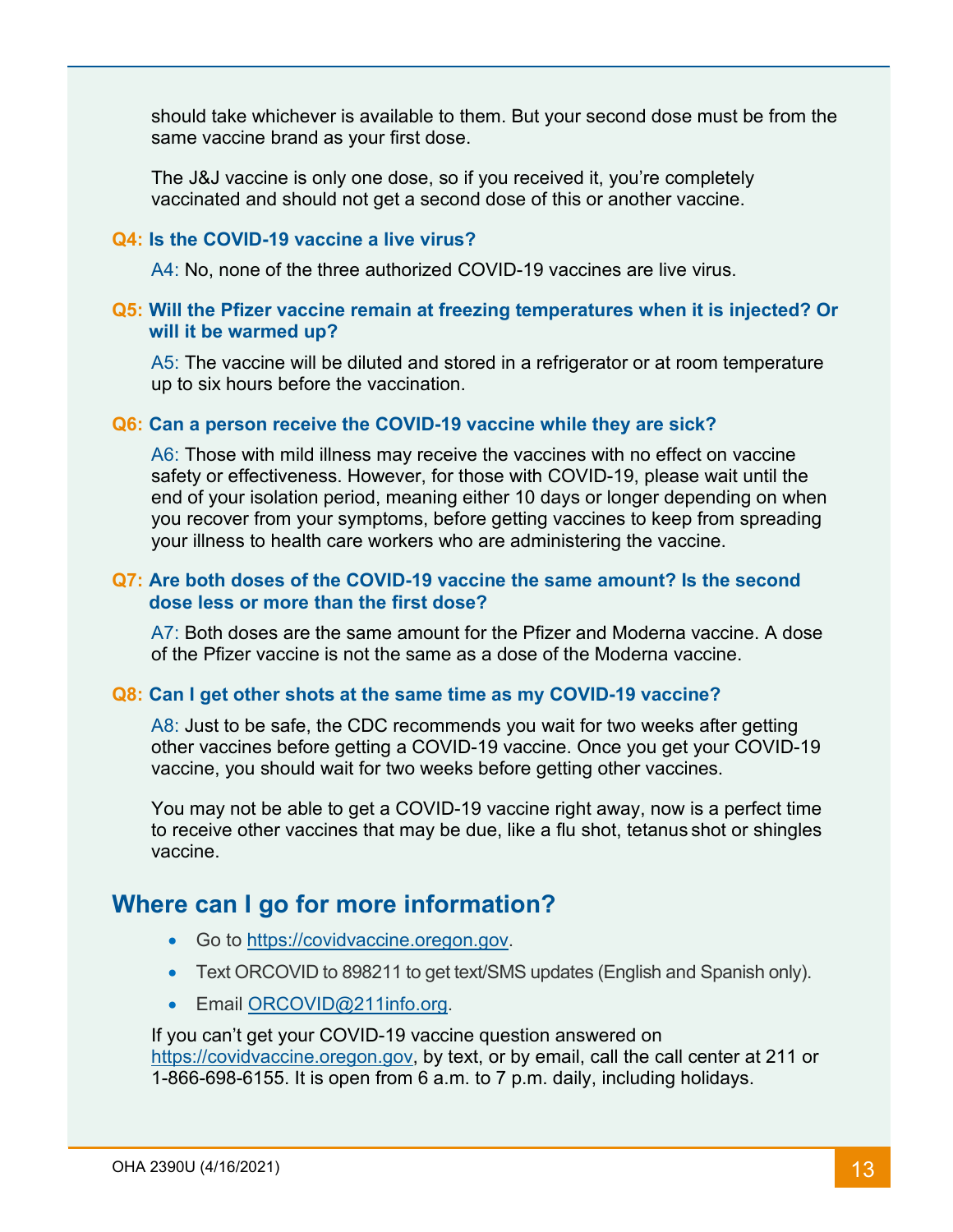should take whichever is available to them. But your second dose must be from the same vaccine brand as your first dose.

The J&J vaccine is only one dose, so if you received it, you're completely vaccinated and should not get a second dose of this or another vaccine.

**Q4: Is the COVID-19 vaccine a live virus?**

A4: No, none of the three authorized COVID-19 vaccines are live virus.

**Q5: Will the Pfizer vaccine remain at freezing temperatures when it is injected? Or will it be warmed up?**

A5: The vaccine will be diluted and stored in a refrigerator or at room temperature up to six hours before the vaccination.

**Q6: Can a person receive the COVID-19 vaccine while they are sick?**

A6: Those with mild illness may receive the vaccines with no effect on vaccine safety or effectiveness. However, for those with COVID-19, please wait until the end of your isolation period, meaning either 10 days or longer depending on when you recover from your symptoms, before getting vaccines to keep from spreading your illness to health care workers who are administering the vaccine.

**Q7: Are both doses of the COVID-19 vaccine the same amount? Is the second dose less or more than the first dose?**

A7: Both doses are the same amount for the Pfizer and Moderna vaccine. A dose of the Pfizer vaccine is not the same as a dose of the Moderna vaccine.

**Q8: Can I get other shots at the same time as my COVID-19 vaccine?**

A8: Just to be safe, the CDC recommends you wait for two weeks after getting other vaccines before getting a COVID-19 vaccine. Once you get your COVID-19 vaccine, you should wait for two weeks before getting other vaccines.

You may not be able to get a COVID-19 vaccine right away, now is a perfect time to receive other vaccines that may be due, like a flu shot, tetanus shot or shingles vaccine.

## Where can I go for more information?

- Go to https://covidvaccine.oregon.gov.
- Text ORCOVID to 898211 to get text/SMS updates (English and Spanish only).
- Email ORCOVID@211info.org.

If you can't get your COVID-19 vaccine question answered on https://covidvaccine.oregon.gov, by text, or by email, call the call center at 211 or 1-866-698-6155. It is open from 6 a.m. to 7 p.m. daily, including holidays.

OHA 2390U (4/16/2021)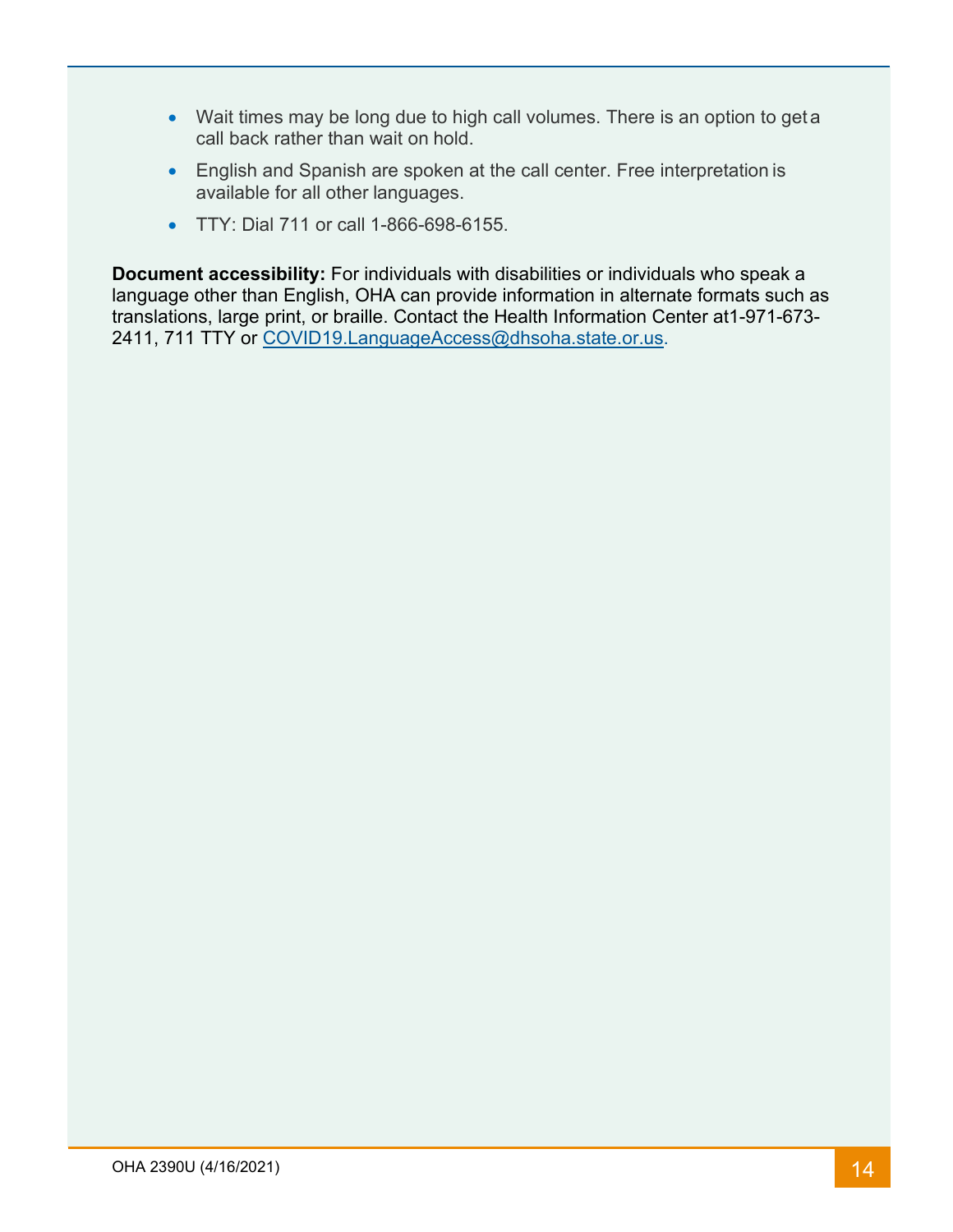- Wait times may be long due to high call volumes. There is an option to get a call back rather than wait on hold.
- English and Spanish are spoken at the call center. Free interpretation is available for all other languages.
- TTY: Dial 711 or call 1-866-698-6155.

**Document accessibility:** For individuals with disabilities or individuals who speak a language other than English, OHA can provide information in alternate formats such as translations, large print, or braille. Contact the Health Information Center at1-971-673-2411, 711 TTY or COVID19.LanguageAccess@dhsoha.state.or.us.

OHA 2390U (4/16/2021)